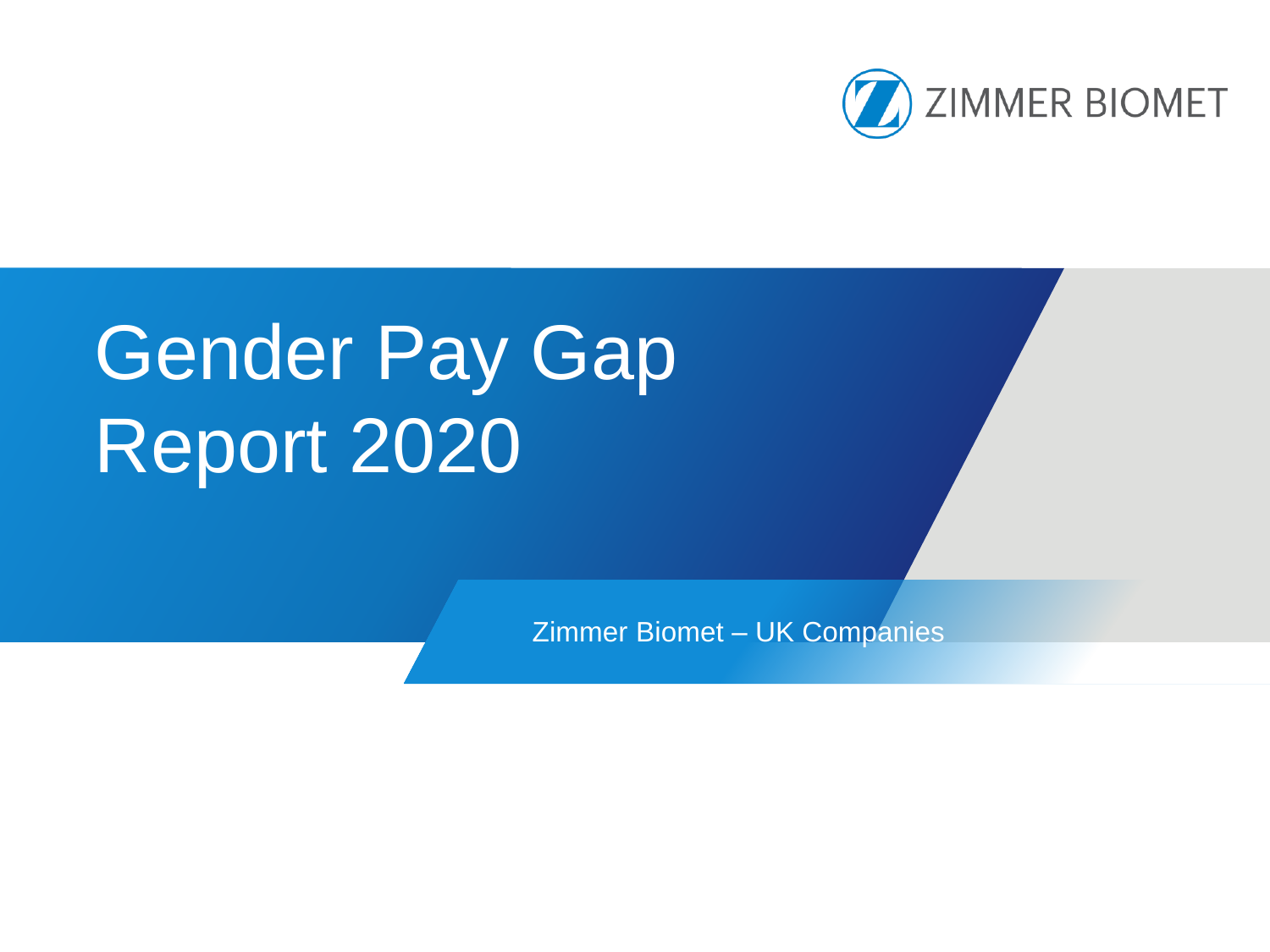ZIMMER BIOMET

# Gender Pay Gap Report 2020

Zimmer Biomet – UK Companies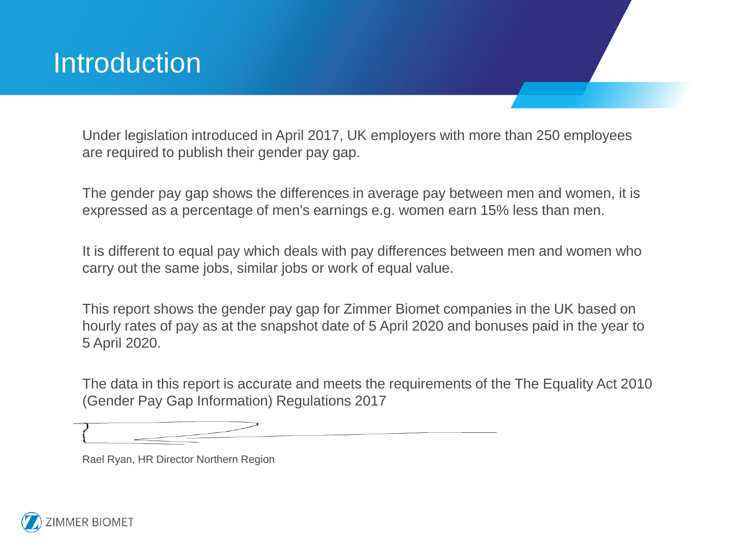# Introduction

Under legislation introduced in April 2017, UK employers with more than 250 employees are required to publish their gender pay gap.

The gender pay gap shows the differences in average pay between men and women, it is expressed as a percentage of men's earnings e.g. women earn 15% less than men.

It is different to equal pay which deals with pay differences between men and women who carry out the same jobs, similar jobs or work of equal value.

This report shows the gender pay gap for Zimmer Biomet companies in the UK based on hourly rates of pay as at the snapshot date of 5 April 2020 and bonuses paid in the year to 5 April 2020.

The data in this report is accurate and meets the requirements of the The Equality Act 2010 (Gender Pay Gap Information) Regulations 2017

Rael Ryan, HR Director Northern Region

ZIMMER BIOMET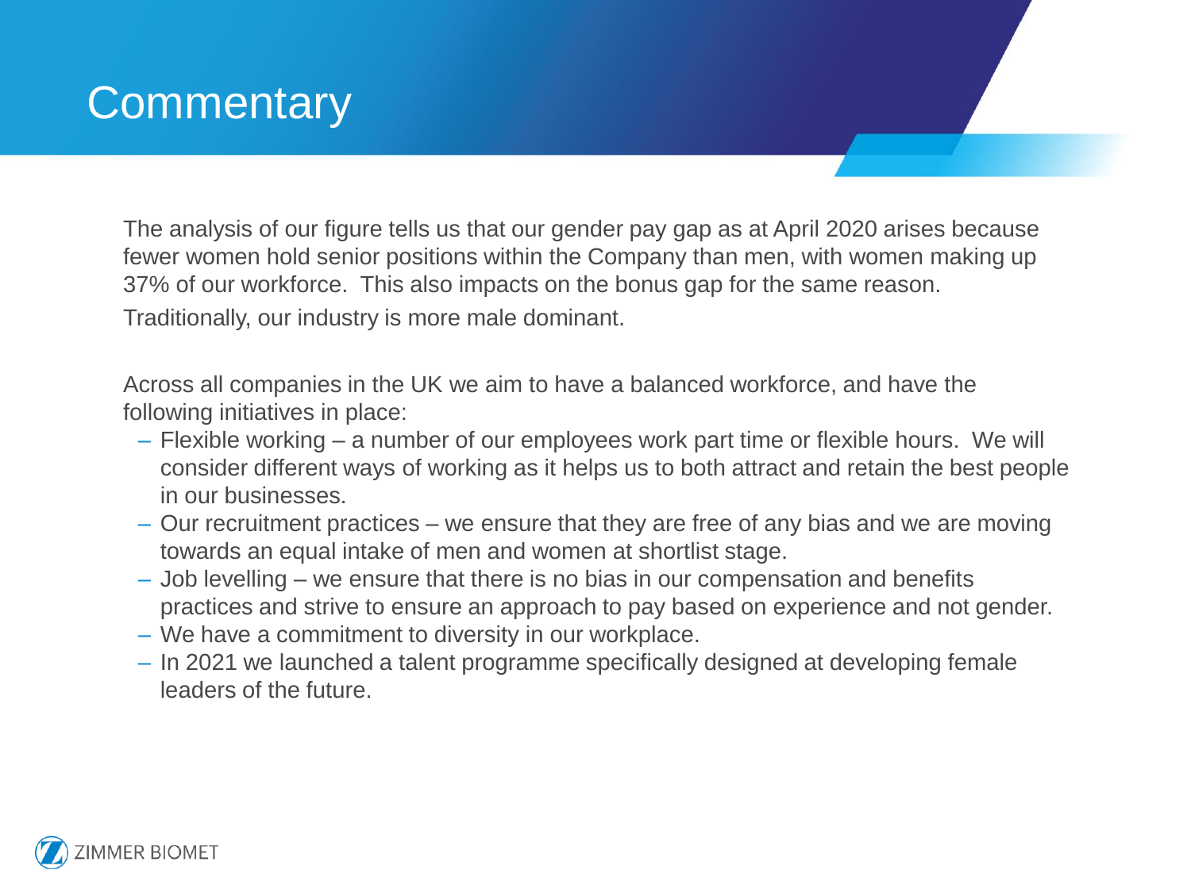# Commentary

The analysis of our figure tells us that our gender pay gap as at April 2020 arises because fewer women hold senior positions within the Company than men, with women making up 37% of our workforce. This also impacts on the bonus gap for the same reason. Traditionally, our industry is more male dominant.

Across all companies in the UK we aim to have a balanced workforce, and have the following initiatives in place:

- Flexible working – a number of our employees work part time or flexible hours. We will consider different ways of working as it helps us to both attract and retain the best people in our businesses.
- Our recruitment practices – we ensure that they are free of any bias and we are moving towards an equal intake of men and women at shortlist stage.
- Job levelling – we ensure that there is no bias in our compensation and benefits practices and strive to ensure an approach to pay based on experience and not gender.
- We have a commitment to diversity in our workplace.
- In 2021 we launched a talent programme specifically designed at developing female leaders of the future.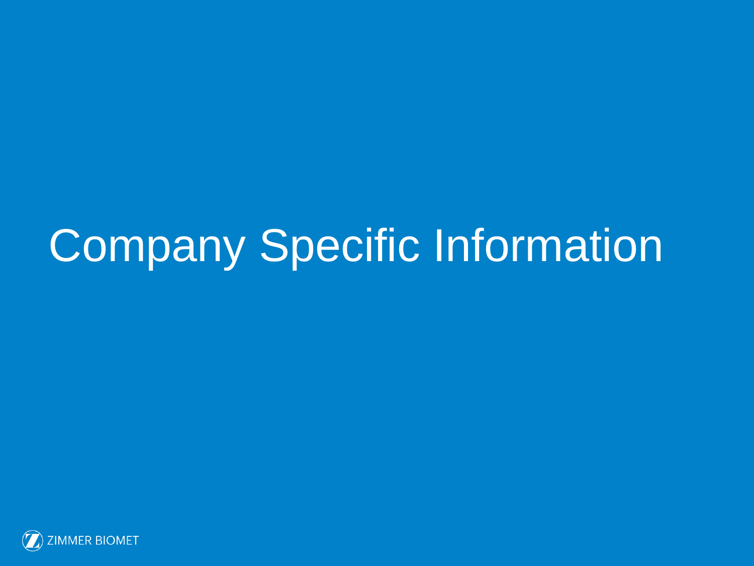# Company Specific Information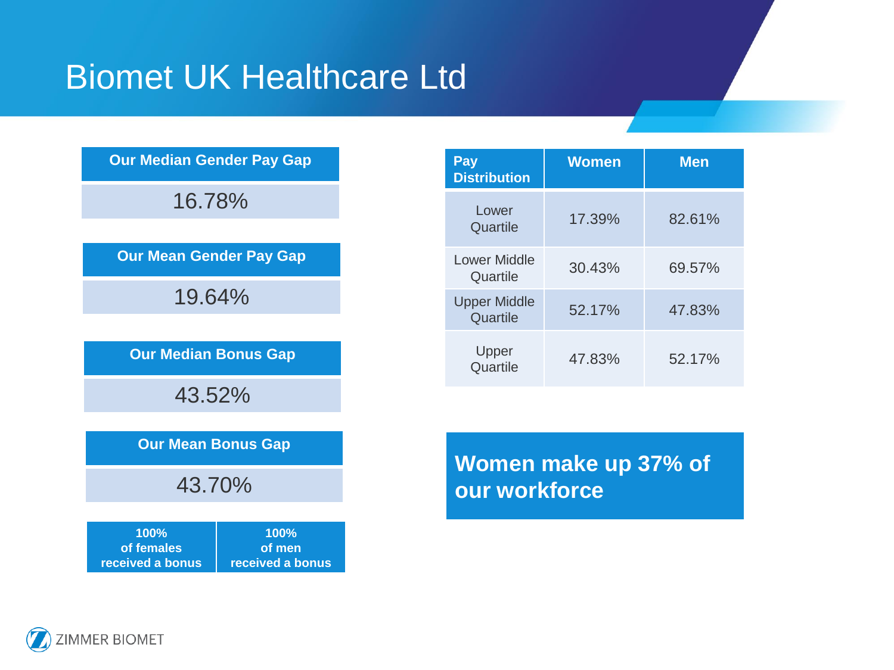# Biomet UK Healthcare Ltd

| Our Median Gender Pay Gap |
| --- |
| 16.78% |

| Our Mean Gender Pay Gap |
| --- |
| 19.64% |

| Our Median Bonus Gap |
| --- |
| 43.52% |

| Our Mean Bonus Gap |
| --- |
| 43.70% |

| 100% of females received a bonus | 100% of men received a bonus |
| --- | --- |

| Pay Distribution | Women | Men |
| --- | --- | --- |
| Lower Quartile | 17.39% | 82.61% |
| Lower Middle Quartile | 30.43% | 69.57% |
| Upper Middle Quartile | 52.17% | 47.83% |
| Upper Quartile | 47.83% | 52.17% |

**Women make up 37% of our workforce**

ZIMMER BIOMET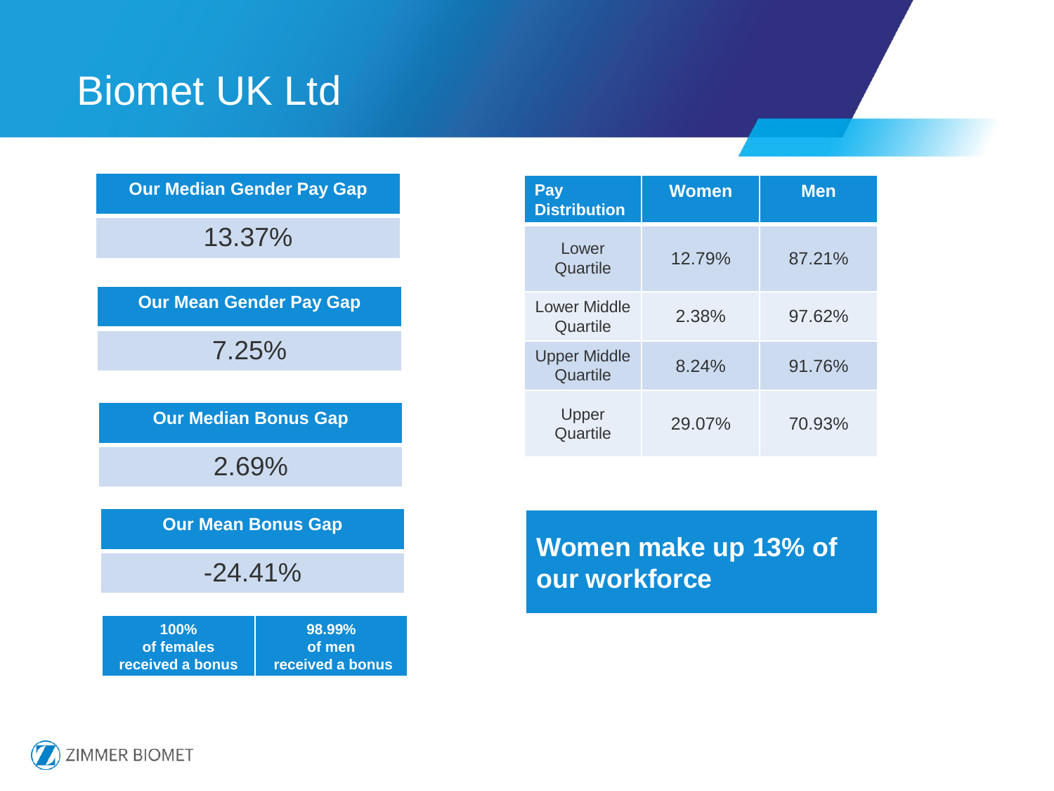# Biomet UK Ltd

| Our Median Gender Pay Gap |
| --- |
| 13.37% |

| Our Mean Gender Pay Gap |
| --- |
| 7.25% |

| Our Median Bonus Gap |
| --- |
| 2.69% |

| Our Mean Bonus Gap |
| --- |
| -24.41% |

| 100% of females received a bonus | 98.99% of men received a bonus |
| --- | --- |

| Pay Distribution | Women | Men |
| --- | --- | --- |
| Lower Quartile | 12.79% | 87.21% |
| Lower Middle Quartile | 2.38% | 97.62% |
| Upper Middle Quartile | 8.24% | 91.76% |
| Upper Quartile | 29.07% | 70.93% |

**Women make up 13% of our workforce**

ZIMMER BIOMET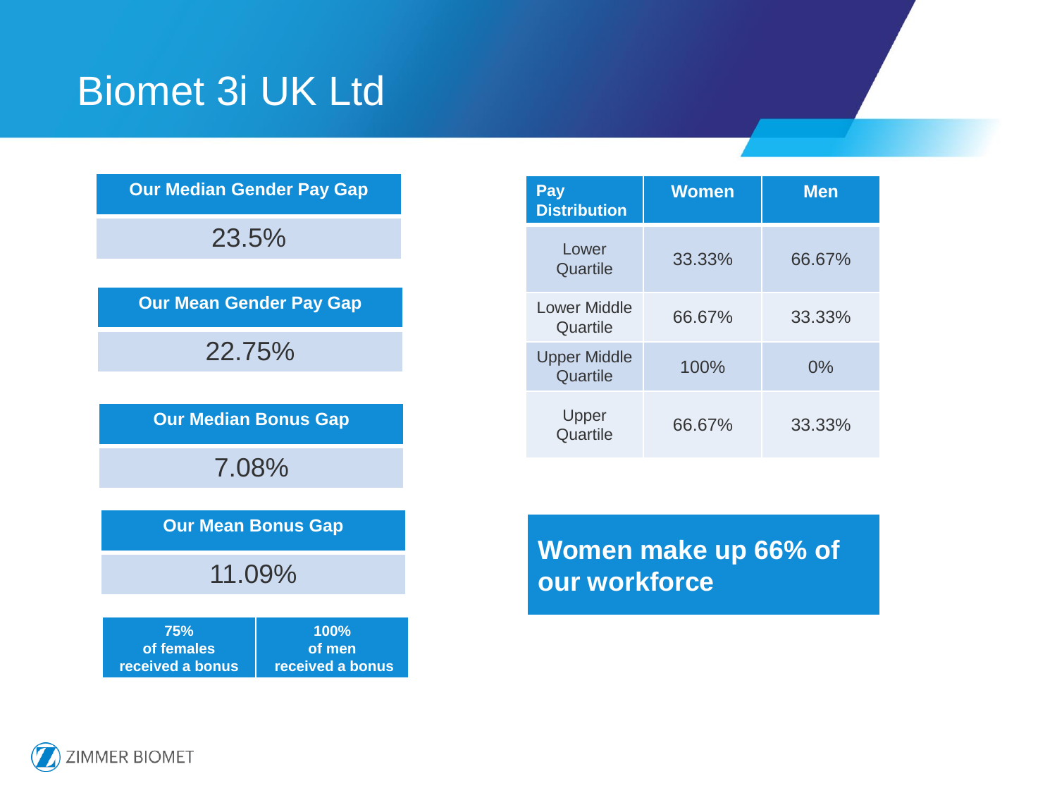# Biomet 3i UK Ltd

| Our Median Gender Pay Gap |
|---|
| 23.5% |

| Our Mean Gender Pay Gap |
|---|
| 22.75% |

| Our Median Bonus Gap |
|---|
| 7.08% |

| Our Mean Bonus Gap |
|---|
| 11.09% |

| 75% of females received a bonus | 100% of men received a bonus |
|---|---|

| Pay Distribution | Women | Men |
|---|---|---|
| Lower Quartile | 33.33% | 66.67% |
| Lower Middle Quartile | 66.67% | 33.33% |
| Upper Middle Quartile | 100% | 0% |
| Upper Quartile | 66.67% | 33.33% |

**Women make up 66% of our workforce**

ZIMMER BIOMET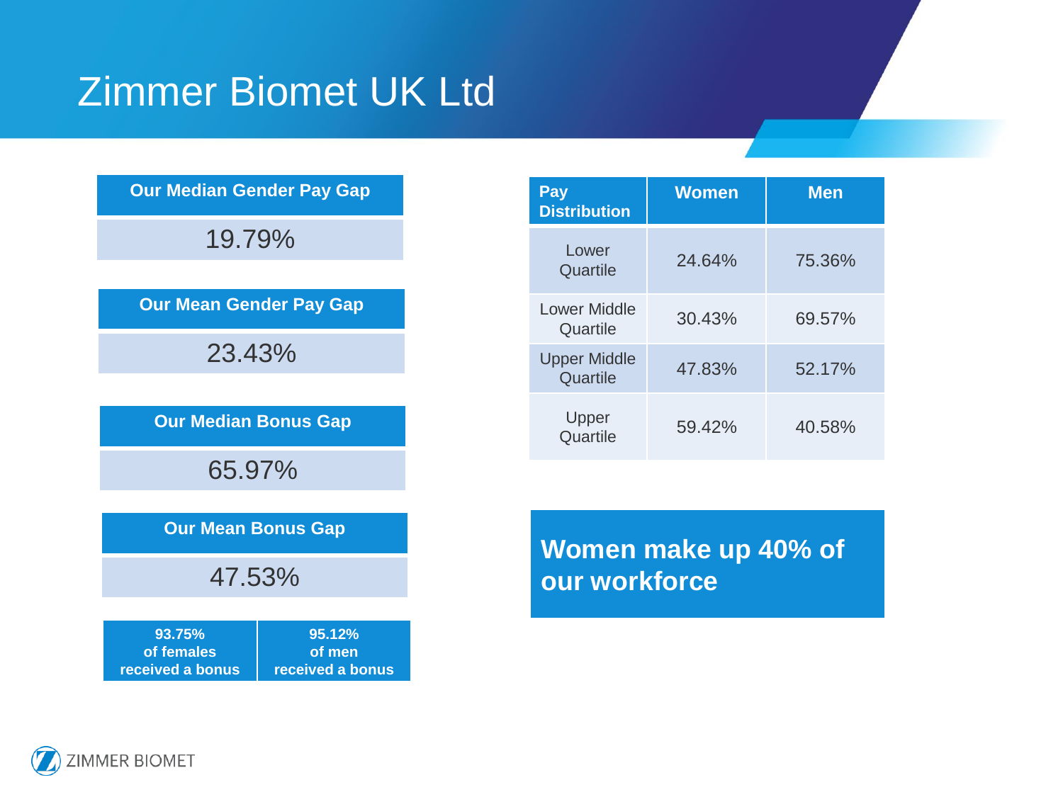# Zimmer Biomet UK Ltd

| Our Median Gender Pay Gap |
| --- |
| 19.79% |

| Our Mean Gender Pay Gap |
| --- |
| 23.43% |

| Our Median Bonus Gap |
| --- |
| 65.97% |

| Our Mean Bonus Gap |
| --- |
| 47.53% |

| 93.75% of females received a bonus | 95.12% of men received a bonus |
| --- | --- |

| Pay Distribution | Women | Men |
| --- | --- | --- |
| Lower Quartile | 24.64% | 75.36% |
| Lower Middle Quartile | 30.43% | 69.57% |
| Upper Middle Quartile | 47.83% | 52.17% |
| Upper Quartile | 59.42% | 40.58% |

**Women make up 40% of our workforce**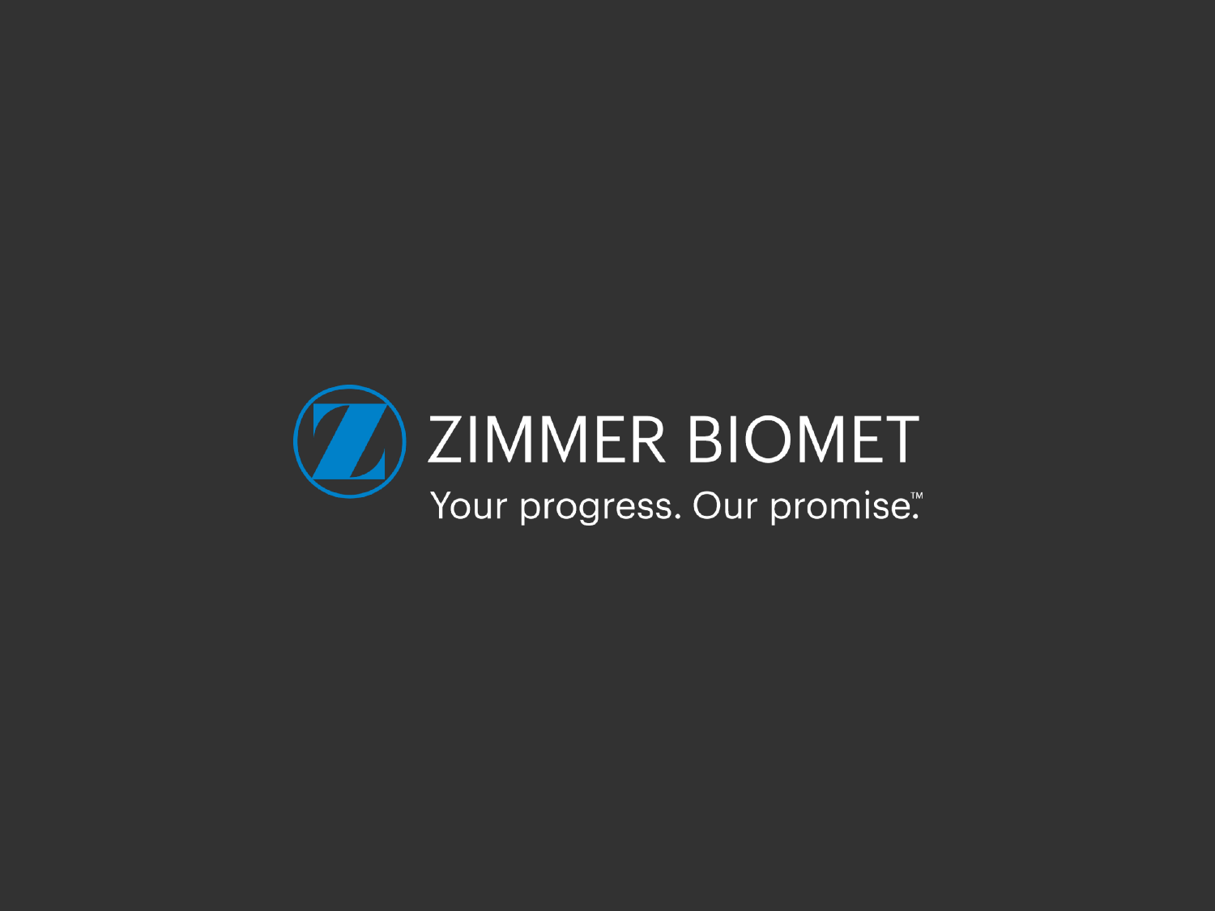ZIMMER BIOMET

Your progress. Our promise.™